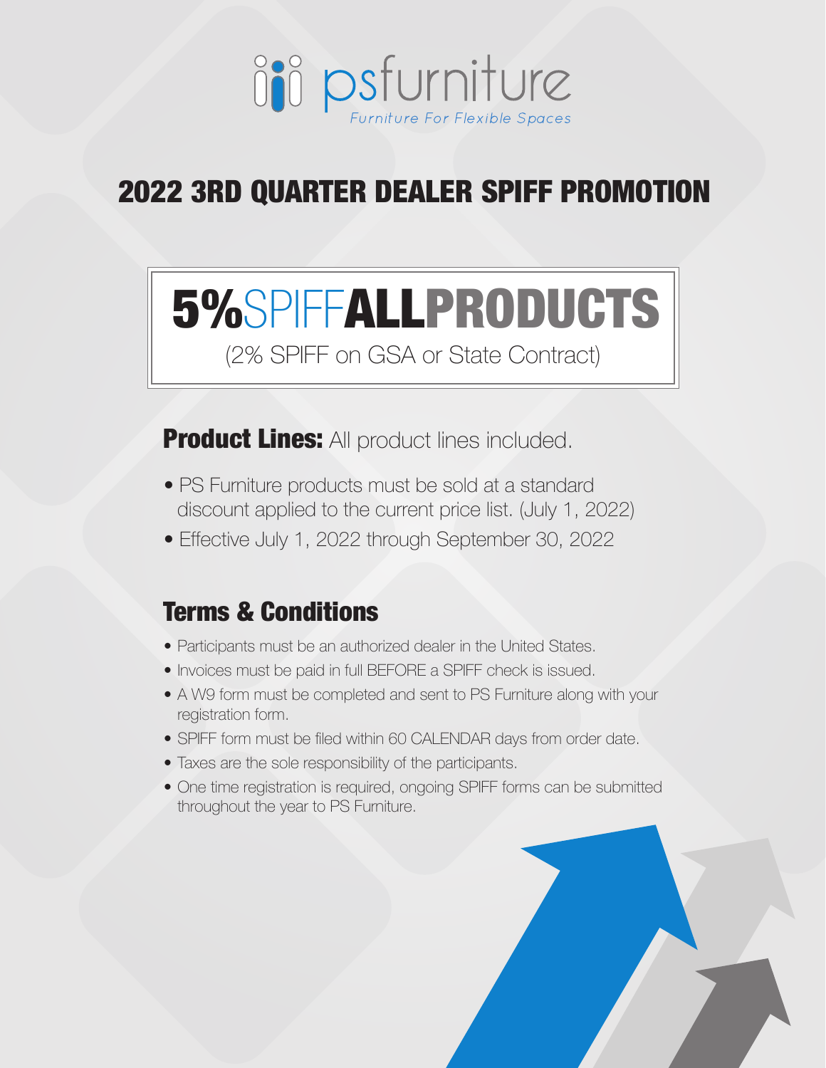psfurniture

*Furniture For Flexible Spaces*

# 2022 3RD QUARTER DEALER SPIFF PROMOTION

## 5% SPIFF ALL PRODUCTS

(2% SPIFF on GSA or State Contract)

**Product Lines:** All product lines included.

- PS Furniture products must be sold at a standard discount applied to the current price list. (July 1, 2022)
- Effective July 1, 2022 through September 30, 2022

## Terms & Conditions

- Participants must be an authorized dealer in the United States.
- Invoices must be paid in full BEFORE a SPIFF check is issued.
- A W9 form must be completed and sent to PS Furniture along with your registration form.
- SPIFF form must be filed within 60 CALENDAR days from order date.
- Taxes are the sole responsibility of the participants.
- One time registration is required, ongoing SPIFF forms can be submitted throughout the year to PS Furniture.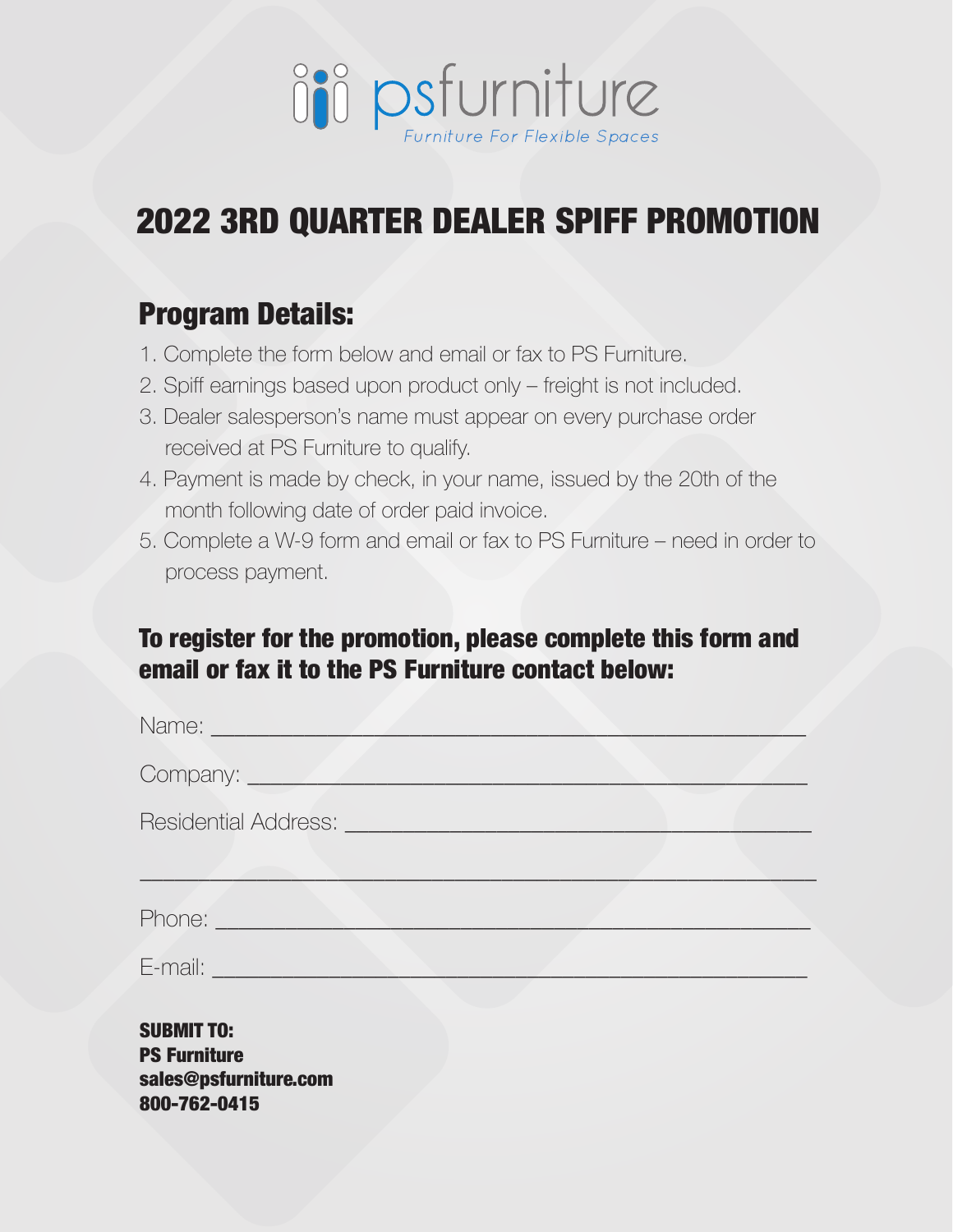psfurniture
*Furniture For Flexible Spaces*

# 2022 3RD QUARTER DEALER SPIFF PROMOTION

## Program Details:

1. Complete the form below and email or fax to PS Furniture.
2. Spiff earnings based upon product only – freight is not included.
3. Dealer salesperson's name must appear on every purchase order received at PS Furniture to qualify.
4. Payment is made by check, in your name, issued by the 20th of the month following date of order paid invoice.
5. Complete a W-9 form and email or fax to PS Furniture – need in order to process payment.

### To register for the promotion, please complete this form and email or fax it to the PS Furniture contact below:

Name: ______________________________________________

Company: ____________________________________________

Residential Address: ____________________________________

______________________________________________________

Phone: _____________________________________________

E-mail: _____________________________________________

**SUBMIT TO:**
**PS Furniture**
**sales@psfurniture.com**
**800-762-0415**